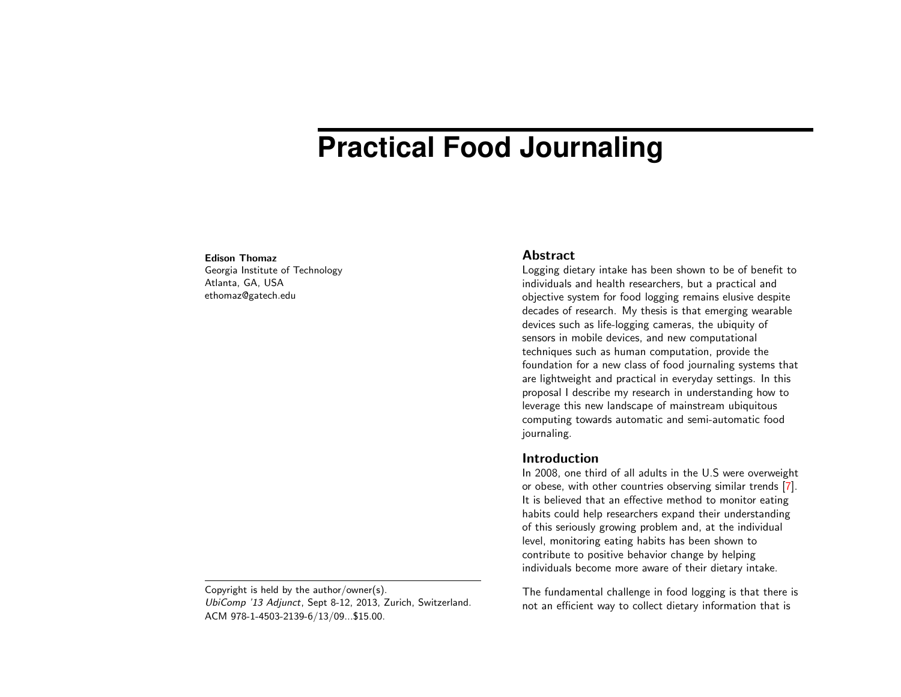# Practical Food Journaling

**Edison Thomaz**
Georgia Institute of Technology
Atlanta, GA, USA
ethomaz@gatech.edu

Copyright is held by the author/owner(s).
*UbiComp '13 Adjunct*, Sept 8-12, 2013, Zurich, Switzerland.
ACM 978-1-4503-2139-6/13/09...$15.00.

## Abstract

Logging dietary intake has been shown to be of benefit to individuals and health researchers, but a practical and objective system for food logging remains elusive despite decades of research. My thesis is that emerging wearable devices such as life-logging cameras, the ubiquity of sensors in mobile devices, and new computational techniques such as human computation, provide the foundation for a new class of food journaling systems that are lightweight and practical in everyday settings. In this proposal I describe my research in understanding how to leverage this new landscape of mainstream ubiquitous computing towards automatic and semi-automatic food journaling.

## Introduction

In 2008, one third of all adults in the U.S were overweight or obese, with other countries observing similar trends [7]. It is believed that an effective method to monitor eating habits could help researchers expand their understanding of this seriously growing problem and, at the individual level, monitoring eating habits has been shown to contribute to positive behavior change by helping individuals become more aware of their dietary intake.

The fundamental challenge in food logging is that there is not an efficient way to collect dietary information that is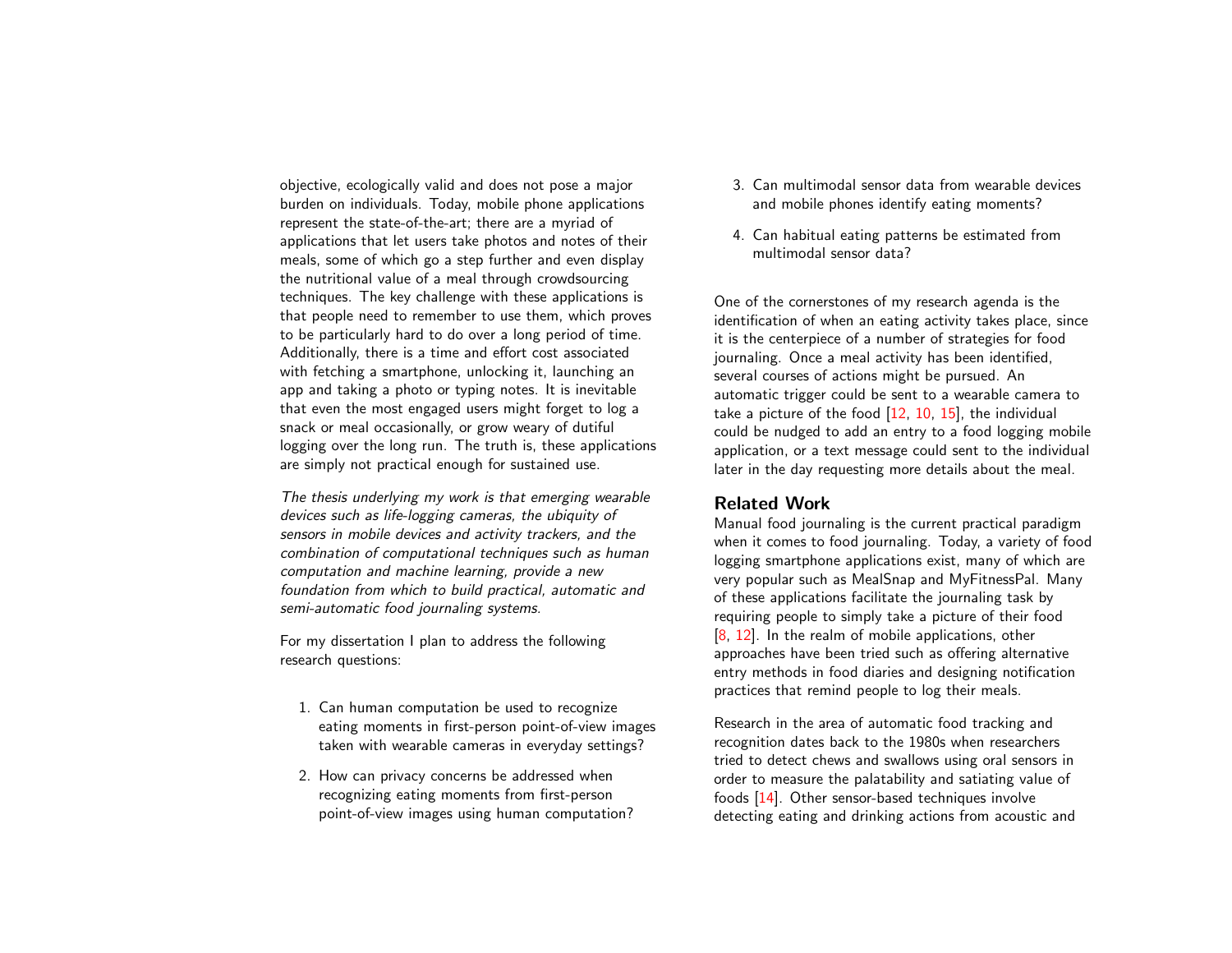objective, ecologically valid and does not pose a major burden on individuals. Today, mobile phone applications represent the state-of-the-art; there are a myriad of applications that let users take photos and notes of their meals, some of which go a step further and even display the nutritional value of a meal through crowdsourcing techniques. The key challenge with these applications is that people need to remember to use them, which proves to be particularly hard to do over a long period of time. Additionally, there is a time and effort cost associated with fetching a smartphone, unlocking it, launching an app and taking a photo or typing notes. It is inevitable that even the most engaged users might forget to log a snack or meal occasionally, or grow weary of dutiful logging over the long run. The truth is, these applications are simply not practical enough for sustained use.

*The thesis underlying my work is that emerging wearable devices such as life-logging cameras, the ubiquity of sensors in mobile devices and activity trackers, and the combination of computational techniques such as human computation and machine learning, provide a new foundation from which to build practical, automatic and semi-automatic food journaling systems.*

For my dissertation I plan to address the following research questions:

1. Can human computation be used to recognize eating moments in first-person point-of-view images taken with wearable cameras in everyday settings?
2. How can privacy concerns be addressed when recognizing eating moments from first-person point-of-view images using human computation?
3. Can multimodal sensor data from wearable devices and mobile phones identify eating moments?
4. Can habitual eating patterns be estimated from multimodal sensor data?

One of the cornerstones of my research agenda is the identification of when an eating activity takes place, since it is the centerpiece of a number of strategies for food journaling. Once a meal activity has been identified, several courses of actions might be pursued. An automatic trigger could be sent to a wearable camera to take a picture of the food [12, 10, 15], the individual could be nudged to add an entry to a food logging mobile application, or a text message could sent to the individual later in the day requesting more details about the meal.

## Related Work

Manual food journaling is the current practical paradigm when it comes to food journaling. Today, a variety of food logging smartphone applications exist, many of which are very popular such as MealSnap and MyFitnessPal. Many of these applications facilitate the journaling task by requiring people to simply take a picture of their food [8, 12]. In the realm of mobile applications, other approaches have been tried such as offering alternative entry methods in food diaries and designing notification practices that remind people to log their meals.

Research in the area of automatic food tracking and recognition dates back to the 1980s when researchers tried to detect chews and swallows using oral sensors in order to measure the palatability and satiating value of foods [14]. Other sensor-based techniques involve detecting eating and drinking actions from acoustic and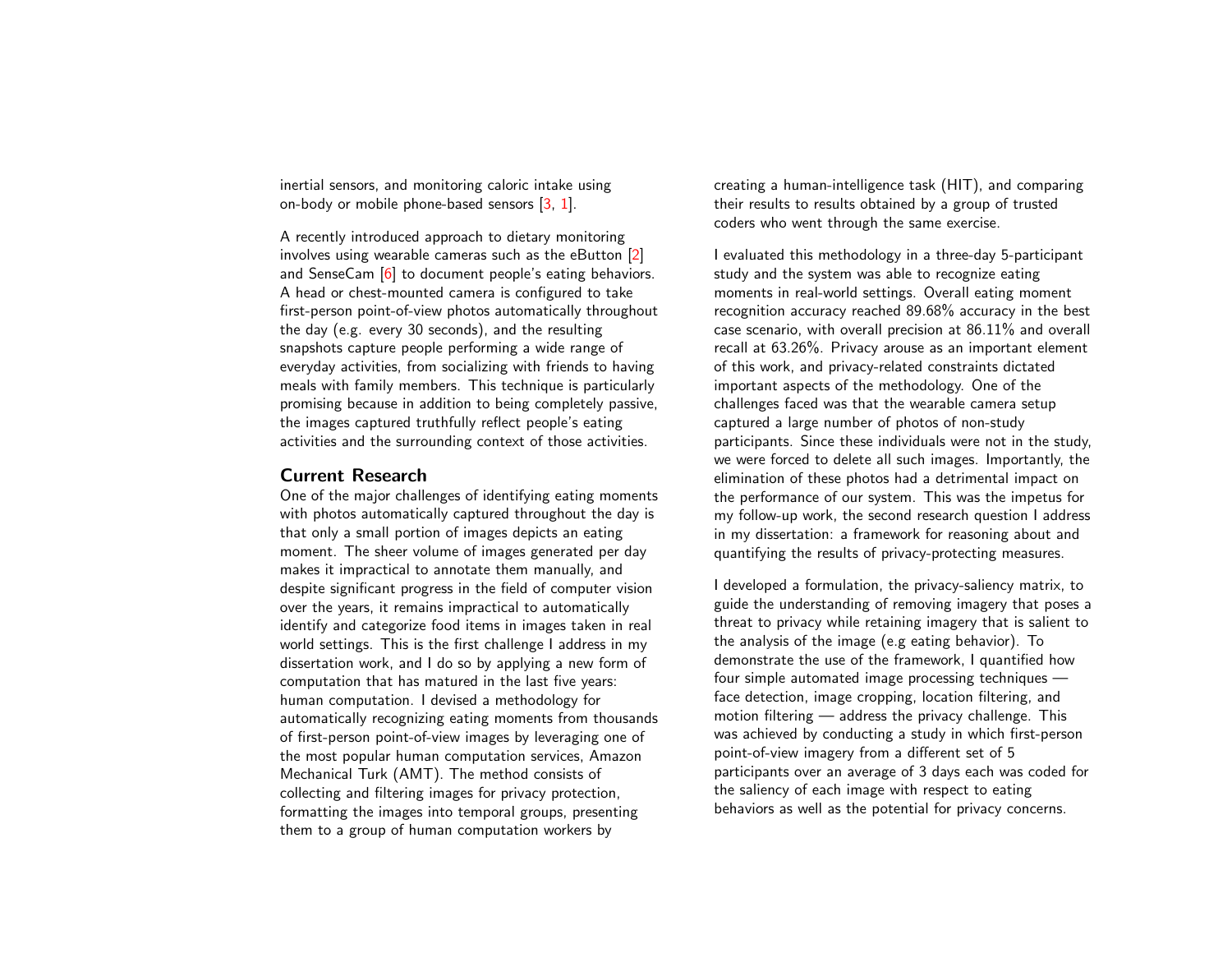inertial sensors, and monitoring caloric intake using on-body or mobile phone-based sensors [3, 1].

A recently introduced approach to dietary monitoring involves using wearable cameras such as the eButton [2] and SenseCam [6] to document people's eating behaviors. A head or chest-mounted camera is configured to take first-person point-of-view photos automatically throughout the day (e.g. every 30 seconds), and the resulting snapshots capture people performing a wide range of everyday activities, from socializing with friends to having meals with family members. This technique is particularly promising because in addition to being completely passive, the images captured truthfully reflect people's eating activities and the surrounding context of those activities.

## Current Research

One of the major challenges of identifying eating moments with photos automatically captured throughout the day is that only a small portion of images depicts an eating moment. The sheer volume of images generated per day makes it impractical to annotate them manually, and despite significant progress in the field of computer vision over the years, it remains impractical to automatically identify and categorize food items in images taken in real world settings. This is the first challenge I address in my dissertation work, and I do so by applying a new form of computation that has matured in the last five years: human computation. I devised a methodology for automatically recognizing eating moments from thousands of first-person point-of-view images by leveraging one of the most popular human computation services, Amazon Mechanical Turk (AMT). The method consists of collecting and filtering images for privacy protection, formatting the images into temporal groups, presenting them to a group of human computation workers by creating a human-intelligence task (HIT), and comparing their results to results obtained by a group of trusted coders who went through the same exercise.

I evaluated this methodology in a three-day 5-participant study and the system was able to recognize eating moments in real-world settings. Overall eating moment recognition accuracy reached 89.68% accuracy in the best case scenario, with overall precision at 86.11% and overall recall at 63.26%. Privacy arouse as an important element of this work, and privacy-related constraints dictated important aspects of the methodology. One of the challenges faced was that the wearable camera setup captured a large number of photos of non-study participants. Since these individuals were not in the study, we were forced to delete all such images. Importantly, the elimination of these photos had a detrimental impact on the performance of our system. This was the impetus for my follow-up work, the second research question I address in my dissertation: a framework for reasoning about and quantifying the results of privacy-protecting measures.

I developed a formulation, the privacy-saliency matrix, to guide the understanding of removing imagery that poses a threat to privacy while retaining imagery that is salient to the analysis of the image (e.g eating behavior). To demonstrate the use of the framework, I quantified how four simple automated image processing techniques — face detection, image cropping, location filtering, and motion filtering — address the privacy challenge. This was achieved by conducting a study in which first-person point-of-view imagery from a different set of 5 participants over an average of 3 days each was coded for the saliency of each image with respect to eating behaviors as well as the potential for privacy concerns.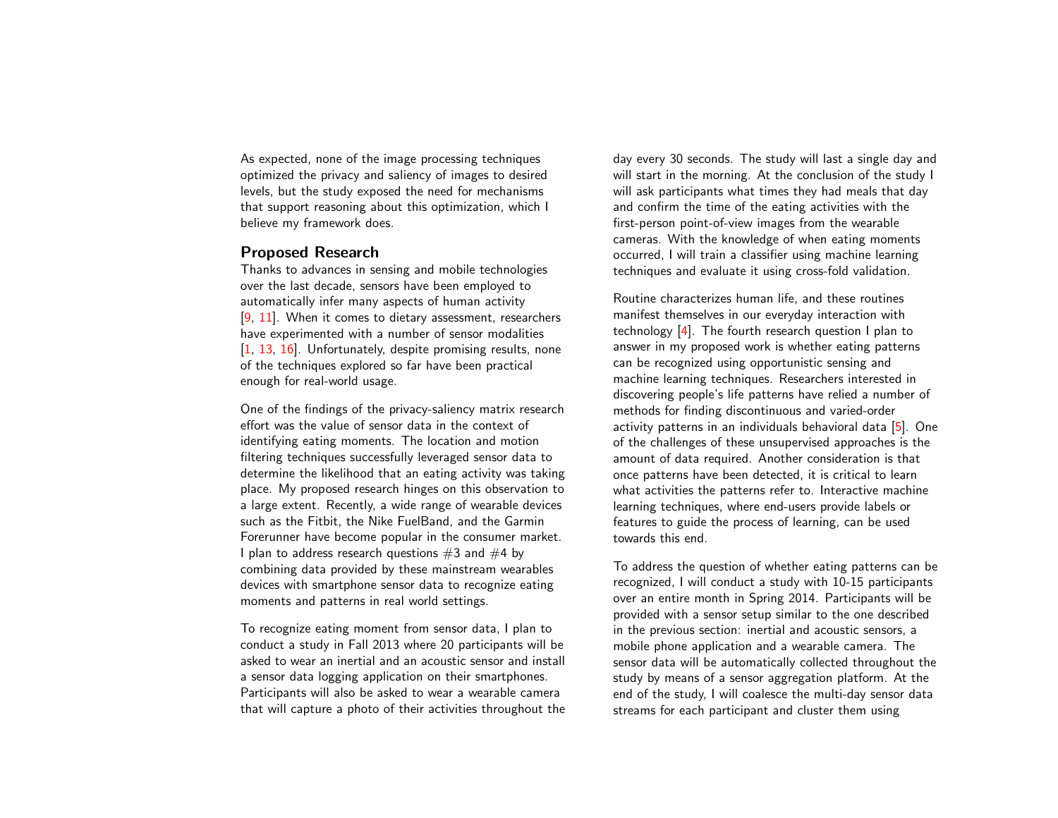As expected, none of the image processing techniques optimized the privacy and saliency of images to desired levels, but the study exposed the need for mechanisms that support reasoning about this optimization, which I believe my framework does.

## Proposed Research

Thanks to advances in sensing and mobile technologies over the last decade, sensors have been employed to automatically infer many aspects of human activity [9, 11]. When it comes to dietary assessment, researchers have experimented with a number of sensor modalities [1, 13, 16]. Unfortunately, despite promising results, none of the techniques explored so far have been practical enough for real-world usage.

One of the findings of the privacy-saliency matrix research effort was the value of sensor data in the context of identifying eating moments. The location and motion filtering techniques successfully leveraged sensor data to determine the likelihood that an eating activity was taking place. My proposed research hinges on this observation to a large extent. Recently, a wide range of wearable devices such as the Fitbit, the Nike FuelBand, and the Garmin Forerunner have become popular in the consumer market. I plan to address research questions #3 and #4 by combining data provided by these mainstream wearables devices with smartphone sensor data to recognize eating moments and patterns in real world settings.

To recognize eating moment from sensor data, I plan to conduct a study in Fall 2013 where 20 participants will be asked to wear an inertial and an acoustic sensor and install a sensor data logging application on their smartphones. Participants will also be asked to wear a wearable camera that will capture a photo of their activities throughout the day every 30 seconds. The study will last a single day and will start in the morning. At the conclusion of the study I will ask participants what times they had meals that day and confirm the time of the eating activities with the first-person point-of-view images from the wearable cameras. With the knowledge of when eating moments occurred, I will train a classifier using machine learning techniques and evaluate it using cross-fold validation.

Routine characterizes human life, and these routines manifest themselves in our everyday interaction with technology [4]. The fourth research question I plan to answer in my proposed work is whether eating patterns can be recognized using opportunistic sensing and machine learning techniques. Researchers interested in discovering people's life patterns have relied a number of methods for finding discontinuous and varied-order activity patterns in an individuals behavioral data [5]. One of the challenges of these unsupervised approaches is the amount of data required. Another consideration is that once patterns have been detected, it is critical to learn what activities the patterns refer to. Interactive machine learning techniques, where end-users provide labels or features to guide the process of learning, can be used towards this end.

To address the question of whether eating patterns can be recognized, I will conduct a study with 10-15 participants over an entire month in Spring 2014. Participants will be provided with a sensor setup similar to the one described in the previous section: inertial and acoustic sensors, a mobile phone application and a wearable camera. The sensor data will be automatically collected throughout the study by means of a sensor aggregation platform. At the end of the study, I will coalesce the multi-day sensor data streams for each participant and cluster them using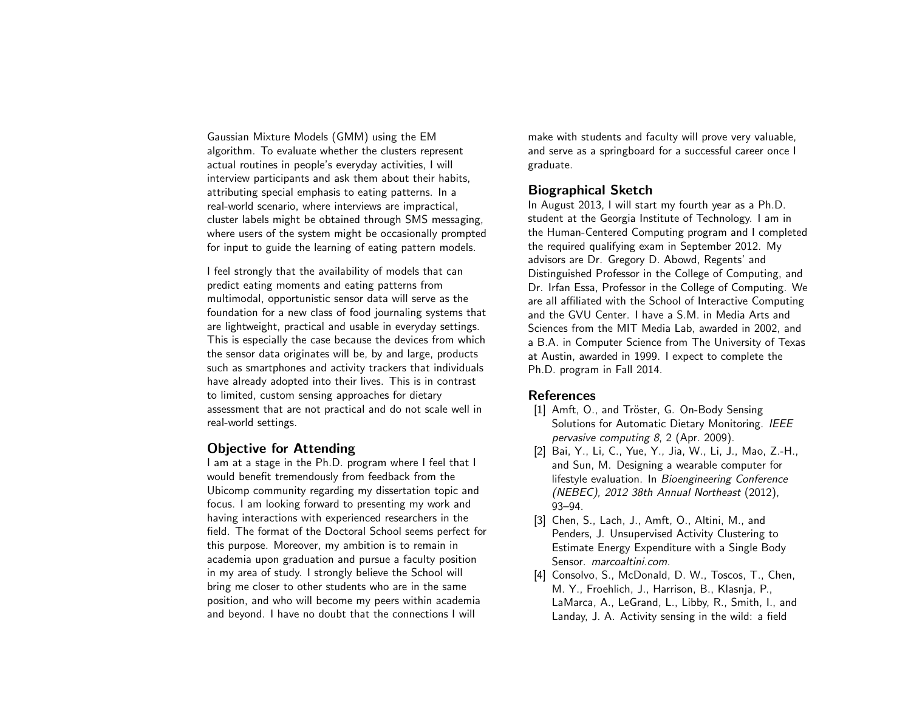Gaussian Mixture Models (GMM) using the EM algorithm. To evaluate whether the clusters represent actual routines in people's everyday activities, I will interview participants and ask them about their habits, attributing special emphasis to eating patterns. In a real-world scenario, where interviews are impractical, cluster labels might be obtained through SMS messaging, where users of the system might be occasionally prompted for input to guide the learning of eating pattern models.

I feel strongly that the availability of models that can predict eating moments and eating patterns from multimodal, opportunistic sensor data will serve as the foundation for a new class of food journaling systems that are lightweight, practical and usable in everyday settings. This is especially the case because the devices from which the sensor data originates will be, by and large, products such as smartphones and activity trackers that individuals have already adopted into their lives. This is in contrast to limited, custom sensing approaches for dietary assessment that are not practical and do not scale well in real-world settings.

## Objective for Attending

I am at a stage in the Ph.D. program where I feel that I would benefit tremendously from feedback from the Ubicomp community regarding my dissertation topic and focus. I am looking forward to presenting my work and having interactions with experienced researchers in the field. The format of the Doctoral School seems perfect for this purpose. Moreover, my ambition is to remain in academia upon graduation and pursue a faculty position in my area of study. I strongly believe the School will bring me closer to other students who are in the same position, and who will become my peers within academia and beyond. I have no doubt that the connections I will make with students and faculty will prove very valuable, and serve as a springboard for a successful career once I graduate.

## Biographical Sketch

In August 2013, I will start my fourth year as a Ph.D. student at the Georgia Institute of Technology. I am in the Human-Centered Computing program and I completed the required qualifying exam in September 2012. My advisors are Dr. Gregory D. Abowd, Regents' and Distinguished Professor in the College of Computing, and Dr. Irfan Essa, Professor in the College of Computing. We are all affiliated with the School of Interactive Computing and the GVU Center. I have a S.M. in Media Arts and Sciences from the MIT Media Lab, awarded in 2002, and a B.A. in Computer Science from The University of Texas at Austin, awarded in 1999. I expect to complete the Ph.D. program in Fall 2014.

## References

[1] Amft, O., and Tröster, G. On-Body Sensing Solutions for Automatic Dietary Monitoring. *IEEE pervasive computing 8*, 2 (Apr. 2009).

[2] Bai, Y., Li, C., Yue, Y., Jia, W., Li, J., Mao, Z.-H., and Sun, M. Designing a wearable computer for lifestyle evaluation. In *Bioengineering Conference (NEBEC), 2012 38th Annual Northeast* (2012), 93–94.

[3] Chen, S., Lach, J., Amft, O., Altini, M., and Penders, J. Unsupervised Activity Clustering to Estimate Energy Expenditure with a Single Body Sensor. *marcoaltini.com*.

[4] Consolvo, S., McDonald, D. W., Toscos, T., Chen, M. Y., Froehlich, J., Harrison, B., Klasnja, P., LaMarca, A., LeGrand, L., Libby, R., Smith, I., and Landay, J. A. Activity sensing in the wild: a field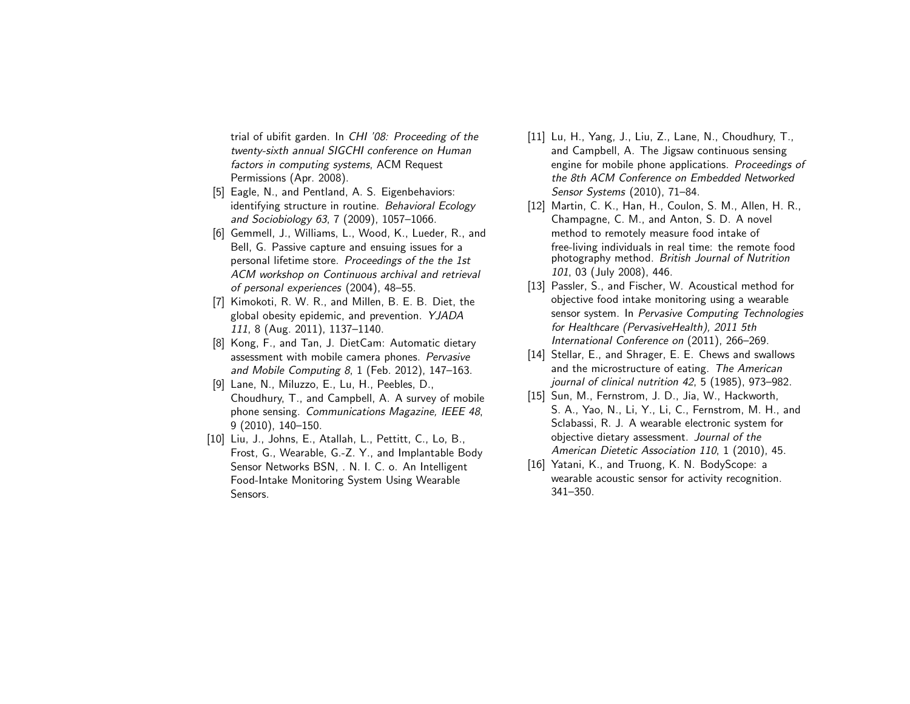trial of ubifit garden. In *CHI '08: Proceeding of the twenty-sixth annual SIGCHI conference on Human factors in computing systems*, ACM Request Permissions (Apr. 2008).

[5] Eagle, N., and Pentland, A. S. Eigenbehaviors: identifying structure in routine. *Behavioral Ecology and Sociobiology 63*, 7 (2009), 1057–1066.

[6] Gemmell, J., Williams, L., Wood, K., Lueder, R., and Bell, G. Passive capture and ensuing issues for a personal lifetime store. *Proceedings of the the 1st ACM workshop on Continuous archival and retrieval of personal experiences* (2004), 48–55.

[7] Kimokoti, R. W. R., and Millen, B. E. B. Diet, the global obesity epidemic, and prevention. *YJADA 111*, 8 (Aug. 2011), 1137–1140.

[8] Kong, F., and Tan, J. DietCam: Automatic dietary assessment with mobile camera phones. *Pervasive and Mobile Computing 8*, 1 (Feb. 2012), 147–163.

[9] Lane, N., Miluzzo, E., Lu, H., Peebles, D., Choudhury, T., and Campbell, A. A survey of mobile phone sensing. *Communications Magazine, IEEE 48*, 9 (2010), 140–150.

[10] Liu, J., Johns, E., Atallah, L., Pettitt, C., Lo, B., Frost, G., Wearable, G.-Z. Y., and Implantable Body Sensor Networks BSN, . N. I. C. o. An Intelligent Food-Intake Monitoring System Using Wearable Sensors.

[11] Lu, H., Yang, J., Liu, Z., Lane, N., Choudhury, T., and Campbell, A. The Jigsaw continuous sensing engine for mobile phone applications. *Proceedings of the 8th ACM Conference on Embedded Networked Sensor Systems* (2010), 71–84.

[12] Martin, C. K., Han, H., Coulon, S. M., Allen, H. R., Champagne, C. M., and Anton, S. D. A novel method to remotely measure food intake of free-living individuals in real time: the remote food photography method. *British Journal of Nutrition 101*, 03 (July 2008), 446.

[13] Passler, S., and Fischer, W. Acoustical method for objective food intake monitoring using a wearable sensor system. In *Pervasive Computing Technologies for Healthcare (PervasiveHealth), 2011 5th International Conference on* (2011), 266–269.

[14] Stellar, E., and Shrager, E. E. Chews and swallows and the microstructure of eating. *The American journal of clinical nutrition 42*, 5 (1985), 973–982.

[15] Sun, M., Fernstrom, J. D., Jia, W., Hackworth, S. A., Yao, N., Li, Y., Li, C., Fernstrom, M. H., and Sclabassi, R. J. A wearable electronic system for objective dietary assessment. *Journal of the American Dietetic Association 110*, 1 (2010), 45.

[16] Yatani, K., and Truong, K. N. BodyScope: a wearable acoustic sensor for activity recognition. 341–350.